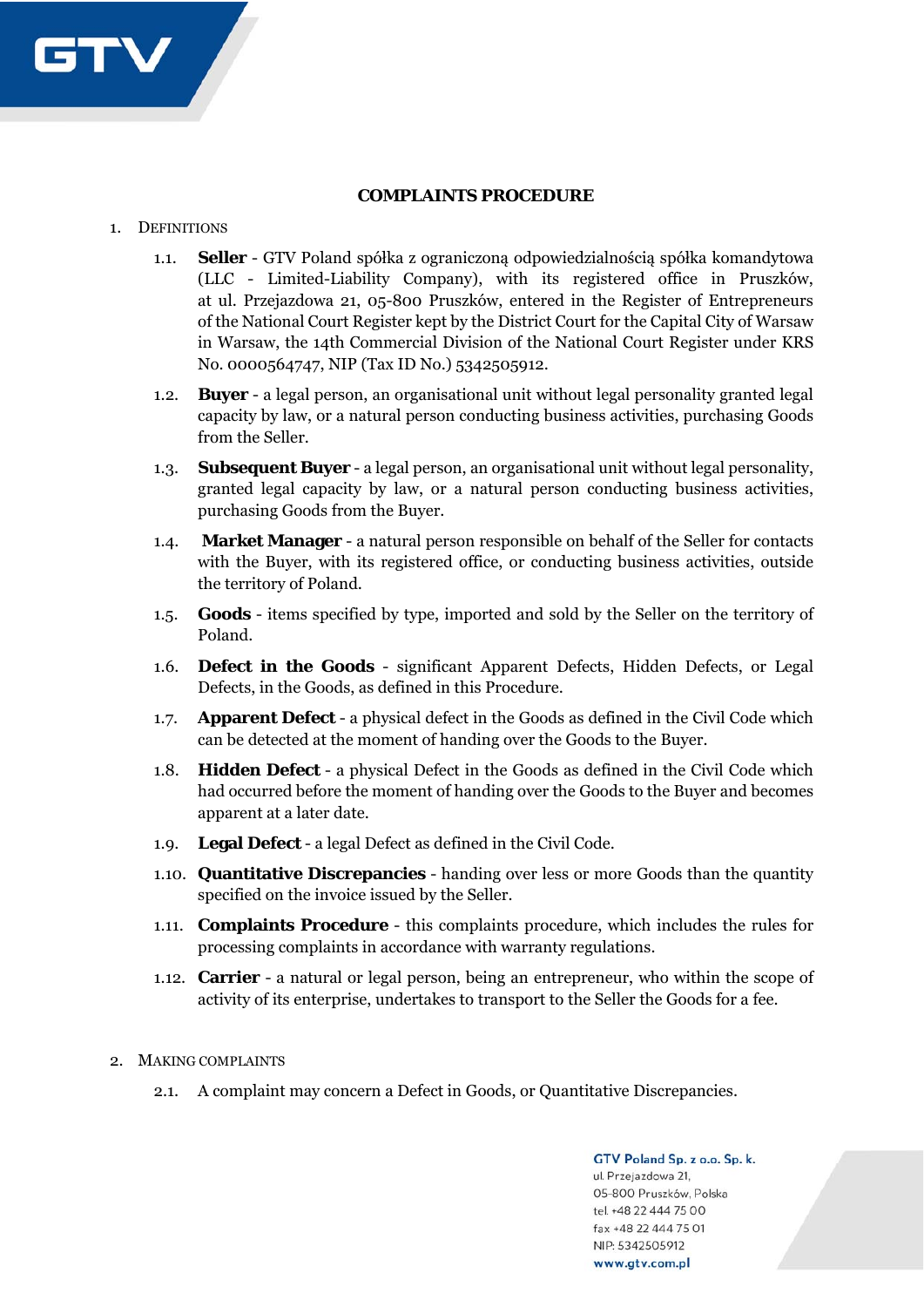# COMPLAINTS PROCEDURE

1. DEFINITIONS

   1.1. **Seller** - GTV Poland spółka z ograniczoną odpowiedzialnością spółka komandytowa (LLC - Limited-Liability Company), with its registered office in Pruszków, at ul. Przejazdowa 21, 05-800 Pruszków, entered in the Register of Entrepreneurs of the National Court Register kept by the District Court for the Capital City of Warsaw in Warsaw, the 14th Commercial Division of the National Court Register under KRS No. 0000564747, NIP (Tax ID No.) 5342505912.

   1.2. **Buyer** - a legal person, an organisational unit without legal personality granted legal capacity by law, or a natural person conducting business activities, purchasing Goods from the Seller.

   1.3. **Subsequent Buyer** - a legal person, an organisational unit without legal personality, granted legal capacity by law, or a natural person conducting business activities, purchasing Goods from the Buyer.

   1.4. **Market Manager** - a natural person responsible on behalf of the Seller for contacts with the Buyer, with its registered office, or conducting business activities, outside the territory of Poland.

   1.5. **Goods** - items specified by type, imported and sold by the Seller on the territory of Poland.

   1.6. **Defect in the Goods** - significant Apparent Defects, Hidden Defects, or Legal Defects, in the Goods, as defined in this Procedure.

   1.7. **Apparent Defect** - a physical defect in the Goods as defined in the Civil Code which can be detected at the moment of handing over the Goods to the Buyer.

   1.8. **Hidden Defect** - a physical Defect in the Goods as defined in the Civil Code which had occurred before the moment of handing over the Goods to the Buyer and becomes apparent at a later date.

   1.9. **Legal Defect** - a legal Defect as defined in the Civil Code.

   1.10. **Quantitative Discrepancies** - handing over less or more Goods than the quantity specified on the invoice issued by the Seller.

   1.11. **Complaints Procedure** - this complaints procedure, which includes the rules for processing complaints in accordance with warranty regulations.

   1.12. **Carrier** - a natural or legal person, being an entrepreneur, who within the scope of activity of its enterprise, undertakes to transport to the Seller the Goods for a fee.

2. MAKING COMPLAINTS

   2.1. A complaint may concern a Defect in Goods, or Quantitative Discrepancies.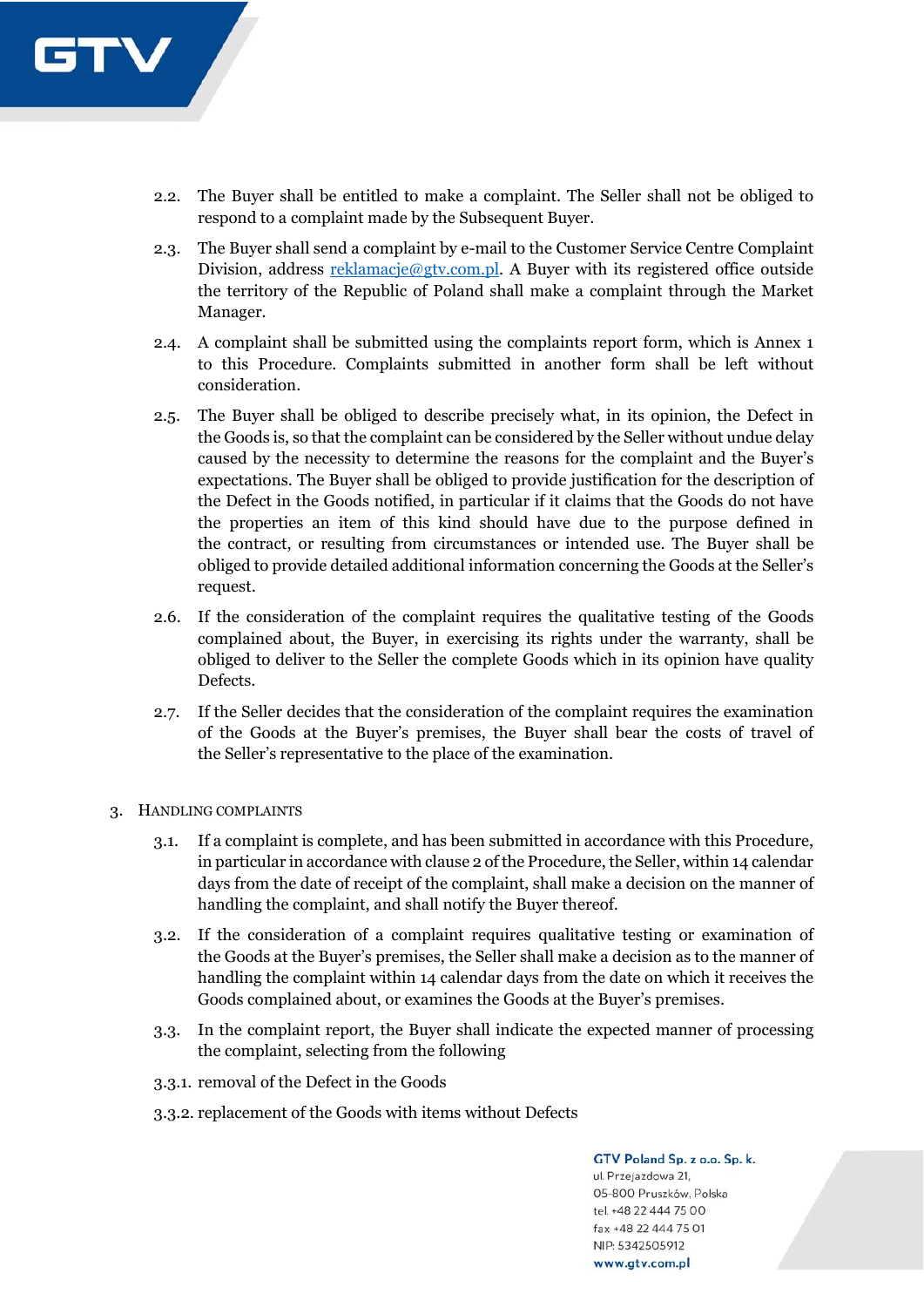2.2. The Buyer shall be entitled to make a complaint. The Seller shall not be obliged to respond to a complaint made by the Subsequent Buyer.

2.3. The Buyer shall send a complaint by e-mail to the Customer Service Centre Complaint Division, address reklamacje@gtv.com.pl. A Buyer with its registered office outside the territory of the Republic of Poland shall make a complaint through the Market Manager.

2.4. A complaint shall be submitted using the complaints report form, which is Annex 1 to this Procedure. Complaints submitted in another form shall be left without consideration.

2.5. The Buyer shall be obliged to describe precisely what, in its opinion, the Defect in the Goods is, so that the complaint can be considered by the Seller without undue delay caused by the necessity to determine the reasons for the complaint and the Buyer's expectations. The Buyer shall be obliged to provide justification for the description of the Defect in the Goods notified, in particular if it claims that the Goods do not have the properties an item of this kind should have due to the purpose defined in the contract, or resulting from circumstances or intended use. The Buyer shall be obliged to provide detailed additional information concerning the Goods at the Seller's request.

2.6. If the consideration of the complaint requires the qualitative testing of the Goods complained about, the Buyer, in exercising its rights under the warranty, shall be obliged to deliver to the Seller the complete Goods which in its opinion have quality Defects.

2.7. If the Seller decides that the consideration of the complaint requires the examination of the Goods at the Buyer's premises, the Buyer shall bear the costs of travel of the Seller's representative to the place of the examination.

## 3. Handling complaints

3.1. If a complaint is complete, and has been submitted in accordance with this Procedure, in particular in accordance with clause 2 of the Procedure, the Seller, within 14 calendar days from the date of receipt of the complaint, shall make a decision on the manner of handling the complaint, and shall notify the Buyer thereof.

3.2. If the consideration of a complaint requires qualitative testing or examination of the Goods at the Buyer's premises, the Seller shall make a decision as to the manner of handling the complaint within 14 calendar days from the date on which it receives the Goods complained about, or examines the Goods at the Buyer's premises.

3.3. In the complaint report, the Buyer shall indicate the expected manner of processing the complaint, selecting from the following

3.3.1. removal of the Defect in the Goods

3.3.2. replacement of the Goods with items without Defects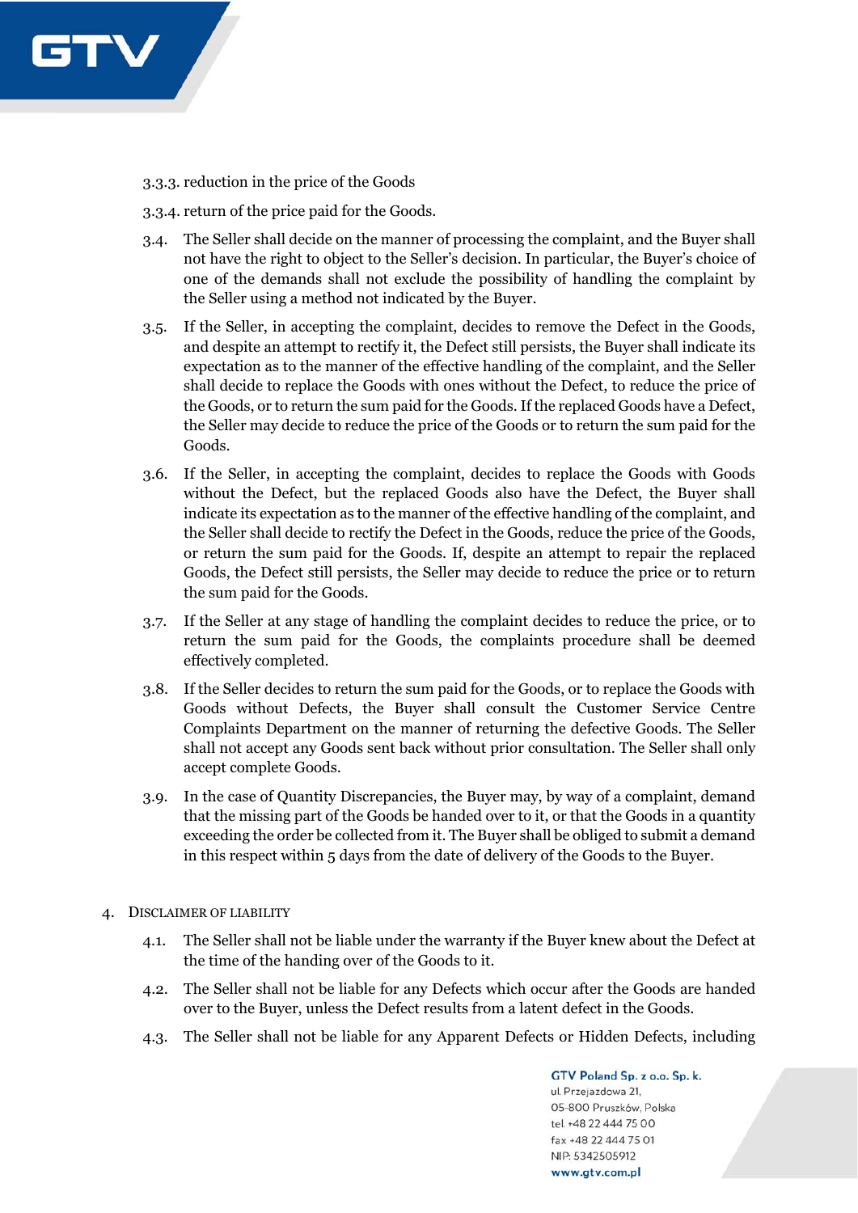3.3.3. reduction in the price of the Goods

3.3.4. return of the price paid for the Goods.

3.4. The Seller shall decide on the manner of processing the complaint, and the Buyer shall not have the right to object to the Seller's decision. In particular, the Buyer's choice of one of the demands shall not exclude the possibility of handling the complaint by the Seller using a method not indicated by the Buyer.

3.5. If the Seller, in accepting the complaint, decides to remove the Defect in the Goods, and despite an attempt to rectify it, the Defect still persists, the Buyer shall indicate its expectation as to the manner of the effective handling of the complaint, and the Seller shall decide to replace the Goods with ones without the Defect, to reduce the price of the Goods, or to return the sum paid for the Goods. If the replaced Goods have a Defect, the Seller may decide to reduce the price of the Goods or to return the sum paid for the Goods.

3.6. If the Seller, in accepting the complaint, decides to replace the Goods with Goods without the Defect, but the replaced Goods also have the Defect, the Buyer shall indicate its expectation as to the manner of the effective handling of the complaint, and the Seller shall decide to rectify the Defect in the Goods, reduce the price of the Goods, or return the sum paid for the Goods. If, despite an attempt to repair the replaced Goods, the Defect still persists, the Seller may decide to reduce the price or to return the sum paid for the Goods.

3.7. If the Seller at any stage of handling the complaint decides to reduce the price, or to return the sum paid for the Goods, the complaints procedure shall be deemed effectively completed.

3.8. If the Seller decides to return the sum paid for the Goods, or to replace the Goods with Goods without Defects, the Buyer shall consult the Customer Service Centre Complaints Department on the manner of returning the defective Goods. The Seller shall not accept any Goods sent back without prior consultation. The Seller shall only accept complete Goods.

3.9. In the case of Quantity Discrepancies, the Buyer may, by way of a complaint, demand that the missing part of the Goods be handed over to it, or that the Goods in a quantity exceeding the order be collected from it. The Buyer shall be obliged to submit a demand in this respect within 5 days from the date of delivery of the Goods to the Buyer.

## 4. Disclaimer of liability

4.1. The Seller shall not be liable under the warranty if the Buyer knew about the Defect at the time of the handing over of the Goods to it.

4.2. The Seller shall not be liable for any Defects which occur after the Goods are handed over to the Buyer, unless the Defect results from a latent defect in the Goods.

4.3. The Seller shall not be liable for any Apparent Defects or Hidden Defects, including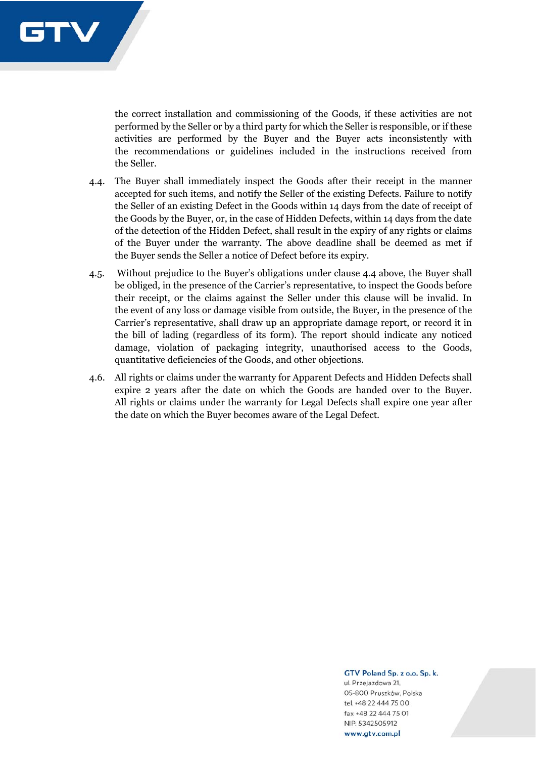the correct installation and commissioning of the Goods, if these activities are not performed by the Seller or by a third party for which the Seller is responsible, or if these activities are performed by the Buyer and the Buyer acts inconsistently with the recommendations or guidelines included in the instructions received from the Seller.

4.4. The Buyer shall immediately inspect the Goods after their receipt in the manner accepted for such items, and notify the Seller of the existing Defects. Failure to notify the Seller of an existing Defect in the Goods within 14 days from the date of receipt of the Goods by the Buyer, or, in the case of Hidden Defects, within 14 days from the date of the detection of the Hidden Defect, shall result in the expiry of any rights or claims of the Buyer under the warranty. The above deadline shall be deemed as met if the Buyer sends the Seller a notice of Defect before its expiry.

4.5. Without prejudice to the Buyer's obligations under clause 4.4 above, the Buyer shall be obliged, in the presence of the Carrier's representative, to inspect the Goods before their receipt, or the claims against the Seller under this clause will be invalid. In the event of any loss or damage visible from outside, the Buyer, in the presence of the Carrier's representative, shall draw up an appropriate damage report, or record it in the bill of lading (regardless of its form). The report should indicate any noticed damage, violation of packaging integrity, unauthorised access to the Goods, quantitative deficiencies of the Goods, and other objections.

4.6. All rights or claims under the warranty for Apparent Defects and Hidden Defects shall expire 2 years after the date on which the Goods are handed over to the Buyer. All rights or claims under the warranty for Legal Defects shall expire one year after the date on which the Buyer becomes aware of the Legal Defect.